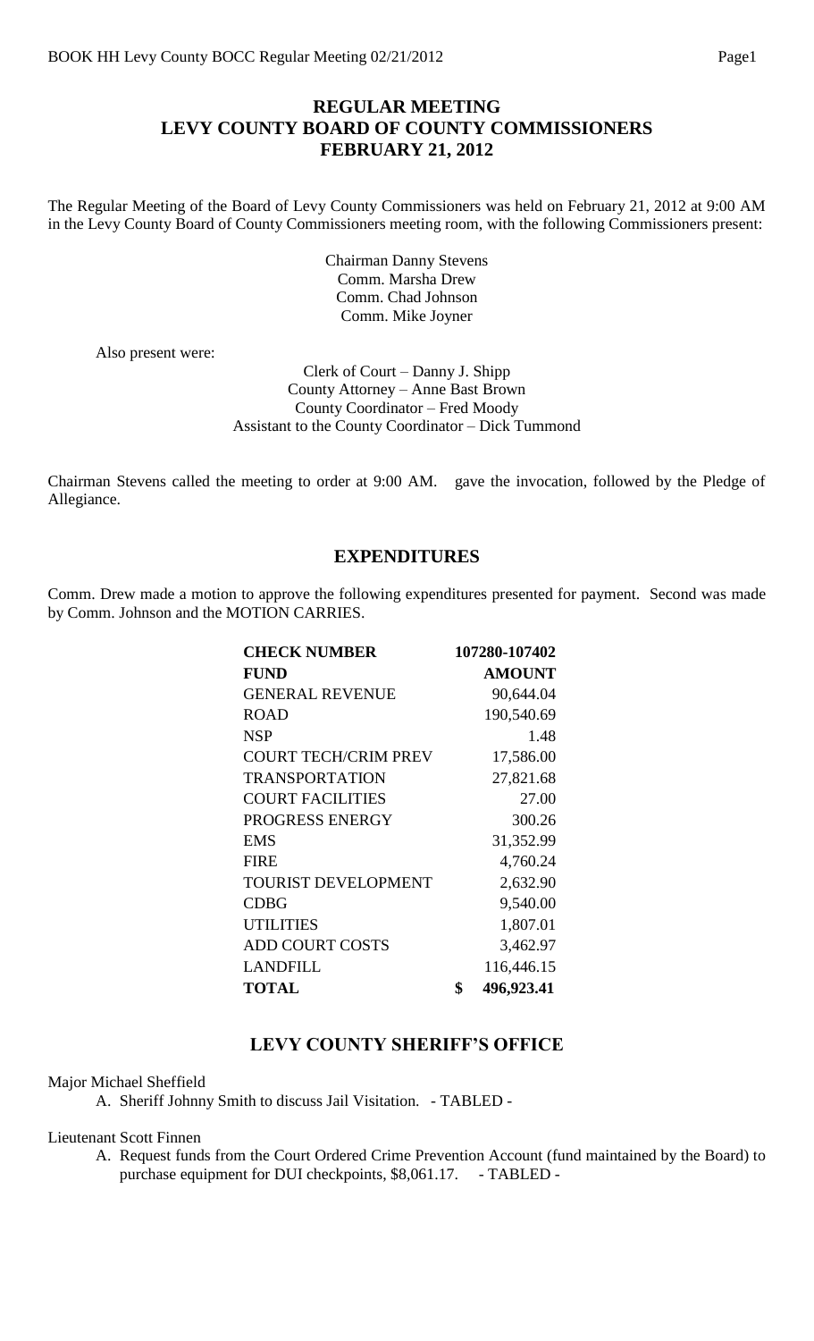# REGULAR MEETING
# LEVY COUNTY BOARD OF COUNTY COMMISSIONERS
# FEBRUARY 21, 2012

The Regular Meeting of the Board of Levy County Commissioners was held on February 21, 2012 at 9:00 AM in the Levy County Board of County Commissioners meeting room, with the following Commissioners present:

Chairman Danny Stevens
Comm. Marsha Drew
Comm. Chad Johnson
Comm. Mike Joyner

Also present were:

Clerk of Court – Danny J. Shipp
County Attorney – Anne Bast Brown
County Coordinator – Fred Moody
Assistant to the County Coordinator – Dick Tummond

Chairman Stevens called the meeting to order at 9:00 AM. gave the invocation, followed by the Pledge of Allegiance.

## EXPENDITURES

Comm. Drew made a motion to approve the following expenditures presented for payment. Second was made by Comm. Johnson and the MOTION CARRIES.

| **CHECK NUMBER** | **107280-107402** |
|---|---|
| **FUND** | **AMOUNT** |
| GENERAL REVENUE | 90,644.04 |
| ROAD | 190,540.69 |
| NSP | 1.48 |
| COURT TECH/CRIM PREV | 17,586.00 |
| TRANSPORTATION | 27,821.68 |
| COURT FACILITIES | 27.00 |
| PROGRESS ENERGY | 300.26 |
| EMS | 31,352.99 |
| FIRE | 4,760.24 |
| TOURIST DEVELOPMENT | 2,632.90 |
| CDBG | 9,540.00 |
| UTILITIES | 1,807.01 |
| ADD COURT COSTS | 3,462.97 |
| LANDFILL | 116,446.15 |
| **TOTAL** | **$ 496,923.41** |

## LEVY COUNTY SHERIFF'S OFFICE

Major Michael Sheffield

A. Sheriff Johnny Smith to discuss Jail Visitation. - TABLED -

Lieutenant Scott Finnen

A. Request funds from the Court Ordered Crime Prevention Account (fund maintained by the Board) to purchase equipment for DUI checkpoints, $8,061.17. - TABLED -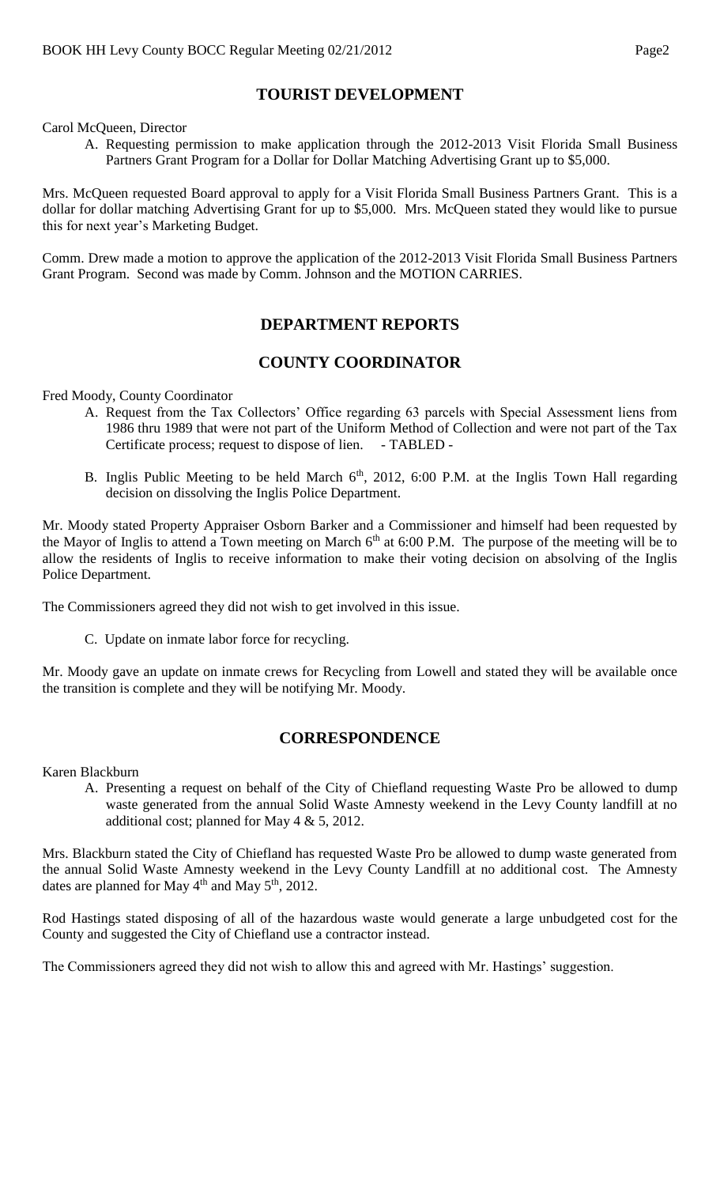## TOURIST DEVELOPMENT

Carol McQueen, Director

A. Requesting permission to make application through the 2012-2013 Visit Florida Small Business Partners Grant Program for a Dollar for Dollar Matching Advertising Grant up to $5,000.

Mrs. McQueen requested Board approval to apply for a Visit Florida Small Business Partners Grant. This is a dollar for dollar matching Advertising Grant for up to $5,000. Mrs. McQueen stated they would like to pursue this for next year's Marketing Budget.

Comm. Drew made a motion to approve the application of the 2012-2013 Visit Florida Small Business Partners Grant Program. Second was made by Comm. Johnson and the MOTION CARRIES.

## DEPARTMENT REPORTS

## COUNTY COORDINATOR

Fred Moody, County Coordinator

A. Request from the Tax Collectors' Office regarding 63 parcels with Special Assessment liens from 1986 thru 1989 that were not part of the Uniform Method of Collection and were not part of the Tax Certificate process; request to dispose of lien. - TABLED -

B. Inglis Public Meeting to be held March 6th, 2012, 6:00 P.M. at the Inglis Town Hall regarding decision on dissolving the Inglis Police Department.

Mr. Moody stated Property Appraiser Osborn Barker and a Commissioner and himself had been requested by the Mayor of Inglis to attend a Town meeting on March 6th at 6:00 P.M. The purpose of the meeting will be to allow the residents of Inglis to receive information to make their voting decision on absolving of the Inglis Police Department.

The Commissioners agreed they did not wish to get involved in this issue.

C. Update on inmate labor force for recycling.

Mr. Moody gave an update on inmate crews for Recycling from Lowell and stated they will be available once the transition is complete and they will be notifying Mr. Moody.

## CORRESPONDENCE

Karen Blackburn

A. Presenting a request on behalf of the City of Chiefland requesting Waste Pro be allowed to dump waste generated from the annual Solid Waste Amnesty weekend in the Levy County landfill at no additional cost; planned for May 4 & 5, 2012.

Mrs. Blackburn stated the City of Chiefland has requested Waste Pro be allowed to dump waste generated from the annual Solid Waste Amnesty weekend in the Levy County Landfill at no additional cost. The Amnesty dates are planned for May 4th and May 5th, 2012.

Rod Hastings stated disposing of all of the hazardous waste would generate a large unbudgeted cost for the County and suggested the City of Chiefland use a contractor instead.

The Commissioners agreed they did not wish to allow this and agreed with Mr. Hastings' suggestion.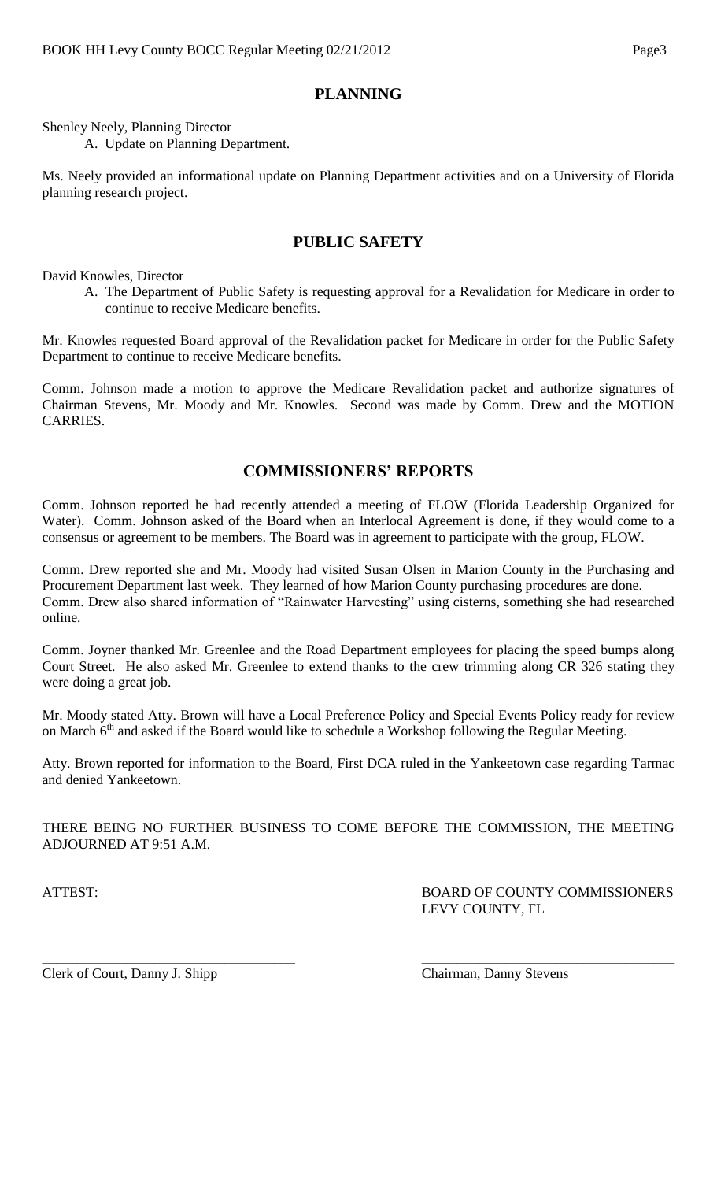## PLANNING

Shenley Neely, Planning Director

A. Update on Planning Department.

Ms. Neely provided an informational update on Planning Department activities and on a University of Florida planning research project.

## PUBLIC SAFETY

David Knowles, Director

A. The Department of Public Safety is requesting approval for a Revalidation for Medicare in order to continue to receive Medicare benefits.

Mr. Knowles requested Board approval of the Revalidation packet for Medicare in order for the Public Safety Department to continue to receive Medicare benefits.

Comm. Johnson made a motion to approve the Medicare Revalidation packet and authorize signatures of Chairman Stevens, Mr. Moody and Mr. Knowles. Second was made by Comm. Drew and the MOTION CARRIES.

## COMMISSIONERS' REPORTS

Comm. Johnson reported he had recently attended a meeting of FLOW (Florida Leadership Organized for Water). Comm. Johnson asked of the Board when an Interlocal Agreement is done, if they would come to a consensus or agreement to be members. The Board was in agreement to participate with the group, FLOW.

Comm. Drew reported she and Mr. Moody had visited Susan Olsen in Marion County in the Purchasing and Procurement Department last week. They learned of how Marion County purchasing procedures are done. Comm. Drew also shared information of "Rainwater Harvesting" using cisterns, something she had researched online.

Comm. Joyner thanked Mr. Greenlee and the Road Department employees for placing the speed bumps along Court Street. He also asked Mr. Greenlee to extend thanks to the crew trimming along CR 326 stating they were doing a great job.

Mr. Moody stated Atty. Brown will have a Local Preference Policy and Special Events Policy ready for review on March 6th and asked if the Board would like to schedule a Workshop following the Regular Meeting.

Atty. Brown reported for information to the Board, First DCA ruled in the Yankeetown case regarding Tarmac and denied Yankeetown.

THERE BEING NO FURTHER BUSINESS TO COME BEFORE THE COMMISSION, THE MEETING ADJOURNED AT 9:51 A.M.

ATTEST: BOARD OF COUNTY COMMISSIONERS LEVY COUNTY, FL

\_\_\_\_\_\_\_\_\_\_\_\_\_\_\_\_\_\_\_\_\_\_\_\_\_\_\_\_\_\_\_\_\_\_\_\_

Clerk of Court, Danny J. Shipp

\_\_\_\_\_\_\_\_\_\_\_\_\_\_\_\_\_\_\_\_\_\_\_\_\_\_\_\_\_\_\_\_\_\_\_\_

Chairman, Danny Stevens